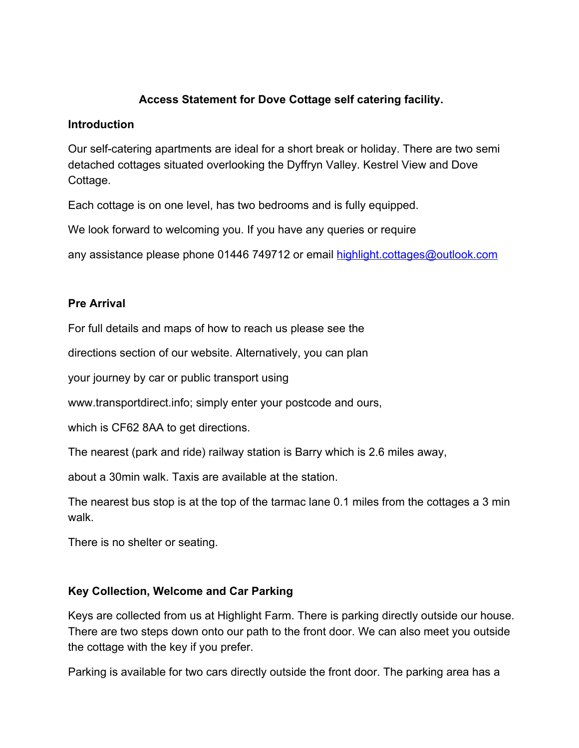**Access Statement for Dove Cottage self catering facility.**

## Introduction

Our self-catering apartments are ideal for a short break or holiday. There are two semi detached cottages situated overlooking the Dyffryn Valley. Kestrel View and Dove Cottage.

Each cottage is on one level, has two bedrooms and is fully equipped.

We look forward to welcoming you. If you have any queries or require

any assistance please phone 01446 749712 or email [highlight.cottages@outlook.com](mailto:highlight.cottages@outlook.com)

## Pre Arrival

For full details and maps of how to reach us please see the

directions section of our website. Alternatively, you can plan

your journey by car or public transport using

www.transportdirect.info; simply enter your postcode and ours,

which is CF62 8AA to get directions.

The nearest (park and ride) railway station is Barry which is 2.6 miles away,

about a 30min walk. Taxis are available at the station.

The nearest bus stop is at the top of the tarmac lane 0.1 miles from the cottages a 3 min walk.

There is no shelter or seating.

## Key Collection, Welcome and Car Parking

Keys are collected from us at Highlight Farm. There is parking directly outside our house. There are two steps down onto our path to the front door. We can also meet you outside the cottage with the key if you prefer.

Parking is available for two cars directly outside the front door. The parking area has a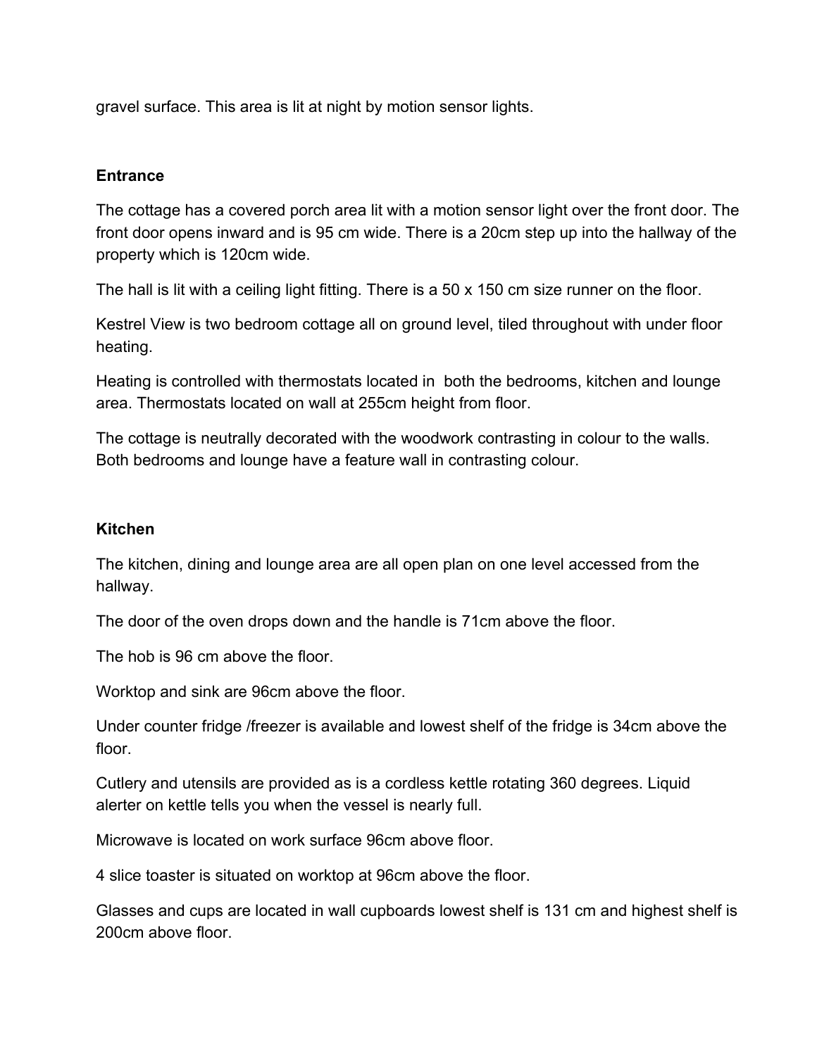gravel surface. This area is lit at night by motion sensor lights.

**Entrance**

The cottage has a covered porch area lit with a motion sensor light over the front door. The front door opens inward and is 95 cm wide. There is a 20cm step up into the hallway of the property which is 120cm wide.

The hall is lit with a ceiling light fitting. There is a 50 x 150 cm size runner on the floor.

Kestrel View is two bedroom cottage all on ground level, tiled throughout with under floor heating.

Heating is controlled with thermostats located in both the bedrooms, kitchen and lounge area. Thermostats located on wall at 255cm height from floor.

The cottage is neutrally decorated with the woodwork contrasting in colour to the walls. Both bedrooms and lounge have a feature wall in contrasting colour.

**Kitchen**

The kitchen, dining and lounge area are all open plan on one level accessed from the hallway.

The door of the oven drops down and the handle is 71cm above the floor.

The hob is 96 cm above the floor.

Worktop and sink are 96cm above the floor.

Under counter fridge /freezer is available and lowest shelf of the fridge is 34cm above the floor.

Cutlery and utensils are provided as is a cordless kettle rotating 360 degrees. Liquid alerter on kettle tells you when the vessel is nearly full.

Microwave is located on work surface 96cm above floor.

4 slice toaster is situated on worktop at 96cm above the floor.

Glasses and cups are located in wall cupboards lowest shelf is 131 cm and highest shelf is 200cm above floor.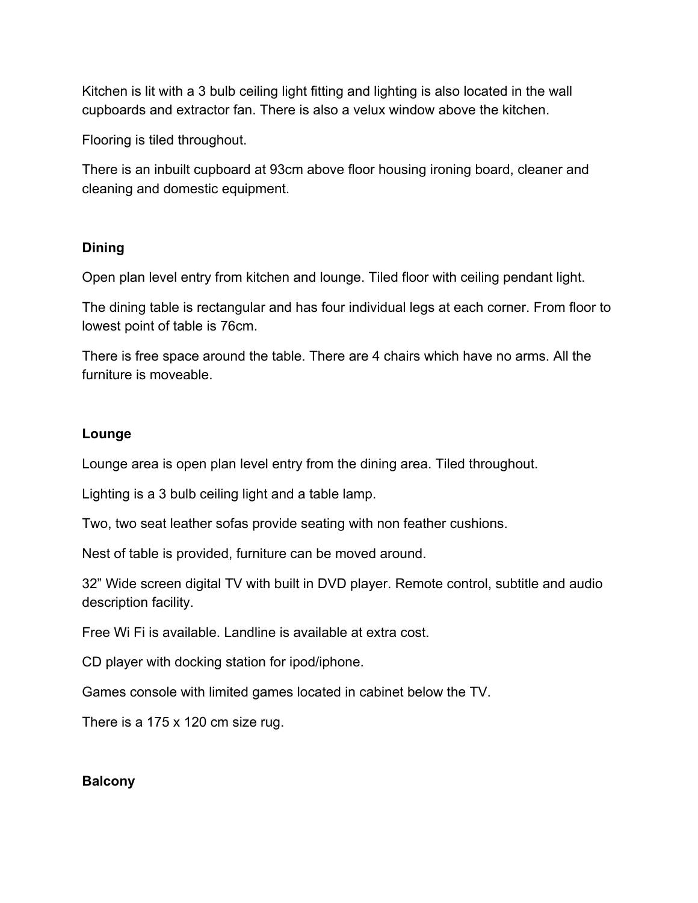Kitchen is lit with a 3 bulb ceiling light fitting and lighting is also located in the wall cupboards and extractor fan. There is also a velux window above the kitchen.

Flooring is tiled throughout.

There is an inbuilt cupboard at 93cm above floor housing ironing board, cleaner and cleaning and domestic equipment.

**Dining**

Open plan level entry from kitchen and lounge. Tiled floor with ceiling pendant light.

The dining table is rectangular and has four individual legs at each corner. From floor to lowest point of table is 76cm.

There is free space around the table. There are 4 chairs which have no arms. All the furniture is moveable.

**Lounge**

Lounge area is open plan level entry from the dining area. Tiled throughout.

Lighting is a 3 bulb ceiling light and a table lamp.

Two, two seat leather sofas provide seating with non feather cushions.

Nest of table is provided, furniture can be moved around.

32” Wide screen digital TV with built in DVD player. Remote control, subtitle and audio description facility.

Free Wi Fi is available. Landline is available at extra cost.

CD player with docking station for ipod/iphone.

Games console with limited games located in cabinet below the TV.

There is a 175 x 120 cm size rug.

**Balcony**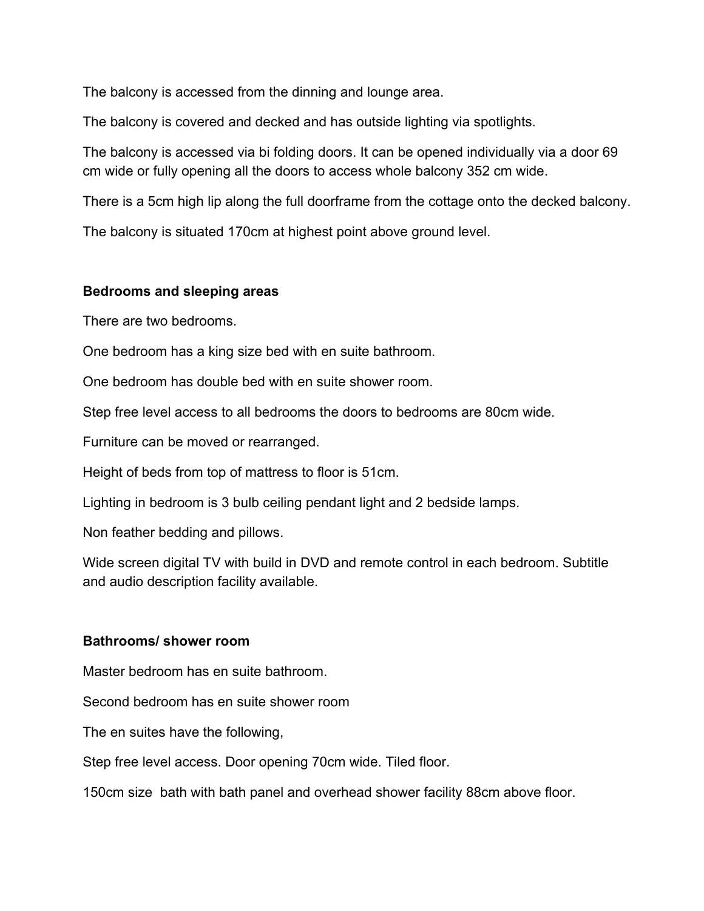The balcony is accessed from the dinning and lounge area.

The balcony is covered and decked and has outside lighting via spotlights.

The balcony is accessed via bi folding doors. It can be opened individually via a door 69 cm wide or fully opening all the doors to access whole balcony 352 cm wide.

There is a 5cm high lip along the full doorframe from the cottage onto the decked balcony.

The balcony is situated 170cm at highest point above ground level.

**Bedrooms and sleeping areas**

There are two bedrooms.

One bedroom has a king size bed with en suite bathroom.

One bedroom has double bed with en suite shower room.

Step free level access to all bedrooms the doors to bedrooms are 80cm wide.

Furniture can be moved or rearranged.

Height of beds from top of mattress to floor is 51cm.

Lighting in bedroom is 3 bulb ceiling pendant light and 2 bedside lamps.

Non feather bedding and pillows.

Wide screen digital TV with build in DVD and remote control in each bedroom. Subtitle and audio description facility available.

**Bathrooms/ shower room**

Master bedroom has en suite bathroom.

Second bedroom has en suite shower room

The en suites have the following,

Step free level access. Door opening 70cm wide. Tiled floor.

150cm size bath with bath panel and overhead shower facility 88cm above floor.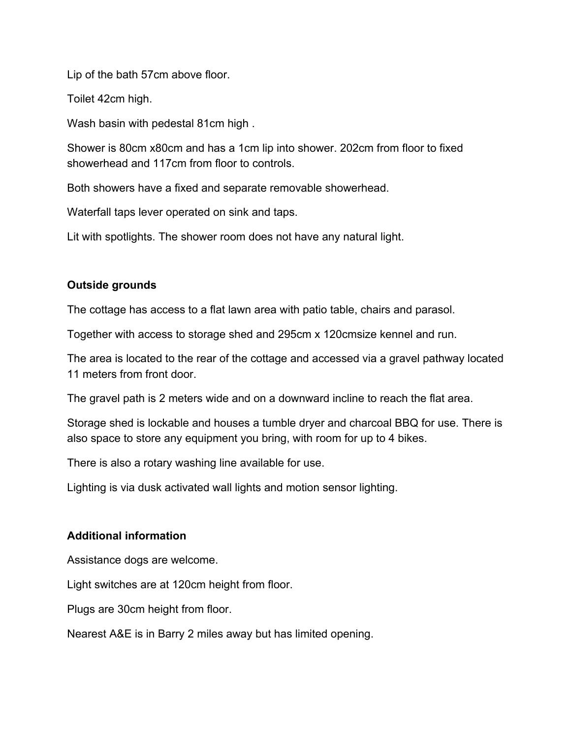Lip of the bath 57cm above floor.

Toilet 42cm high.

Wash basin with pedestal 81cm high .

Shower is 80cm x80cm and has a 1cm lip into shower. 202cm from floor to fixed showerhead and 117cm from floor to controls.

Both showers have a fixed and separate removable showerhead.

Waterfall taps lever operated on sink and taps.

Lit with spotlights. The shower room does not have any natural light.

**Outside grounds**

The cottage has access to a flat lawn area with patio table, chairs and parasol.

Together with access to storage shed and 295cm x 120cmsize kennel and run.

The area is located to the rear of the cottage and accessed via a gravel pathway located 11 meters from front door.

The gravel path is 2 meters wide and on a downward incline to reach the flat area.

Storage shed is lockable and houses a tumble dryer and charcoal BBQ for use. There is also space to store any equipment you bring, with room for up to 4 bikes.

There is also a rotary washing line available for use.

Lighting is via dusk activated wall lights and motion sensor lighting.

**Additional information**

Assistance dogs are welcome.

Light switches are at 120cm height from floor.

Plugs are 30cm height from floor.

Nearest A&E is in Barry 2 miles away but has limited opening.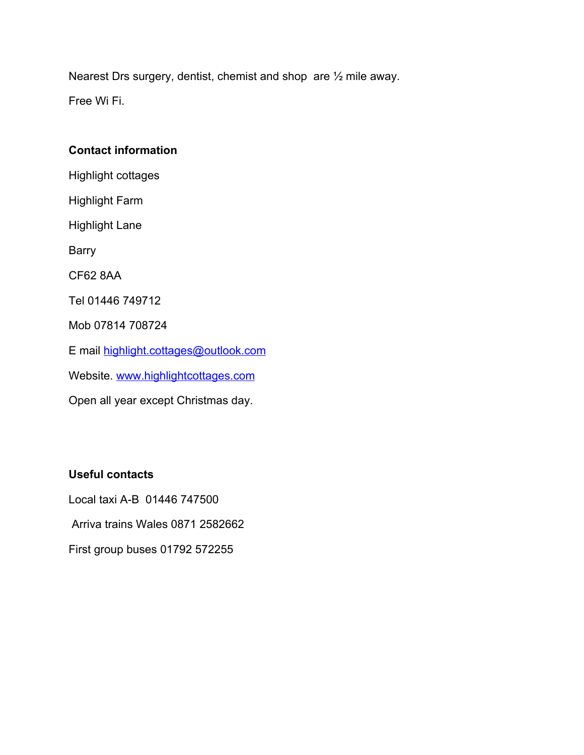Nearest Drs surgery, dentist, chemist and shop are ½ mile away.

Free Wi Fi.

**Contact information**

Highlight cottages

Highlight Farm

Highlight Lane

Barry

CF62 8AA

Tel 01446 749712

Mob 07814 708724

E mail highlight.cottages@outlook.com

Website. www.highlightcottages.com

Open all year except Christmas day.

**Useful contacts**

Local taxi A-B 01446 747500

Arriva trains Wales 0871 2582662

First group buses 01792 572255